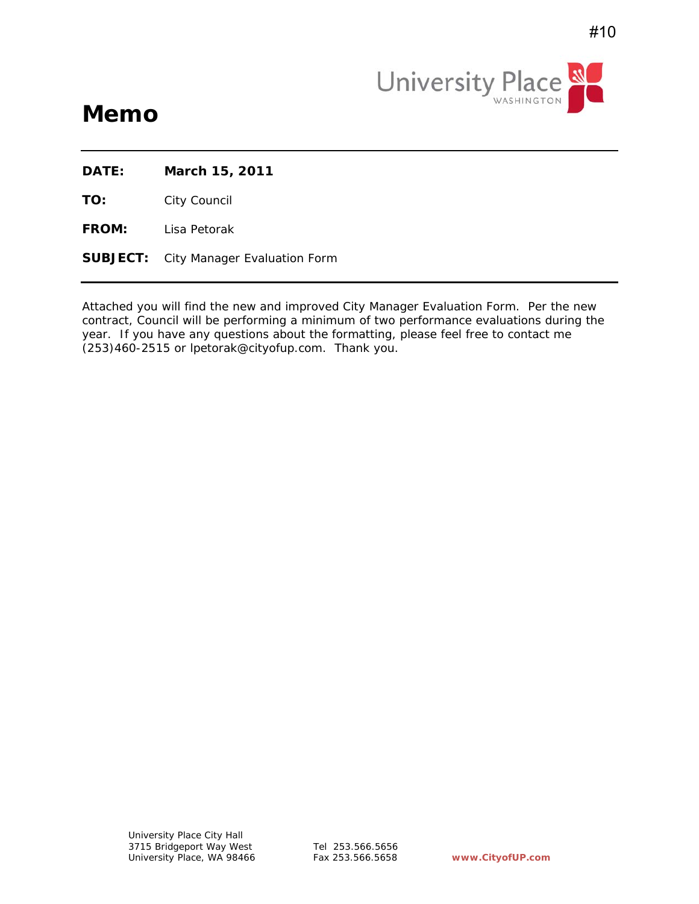#10

University Place
WASHINGTON

# Memo

**DATE:** **March 15, 2011**

**TO:** City Council

**FROM:** Lisa Petorak

**SUBJECT:** City Manager Evaluation Form

Attached you will find the new and improved City Manager Evaluation Form. Per the new contract, Council will be performing a minimum of two performance evaluations during the year. If you have any questions about the formatting, please feel free to contact me (253)460-2515 or lpetorak@cityofup.com. Thank you.

University Place City Hall
3715 Bridgeport Way West
University Place, WA 98466

Tel 253.566.5656
Fax 253.566.5658

**www.CityofUP.com**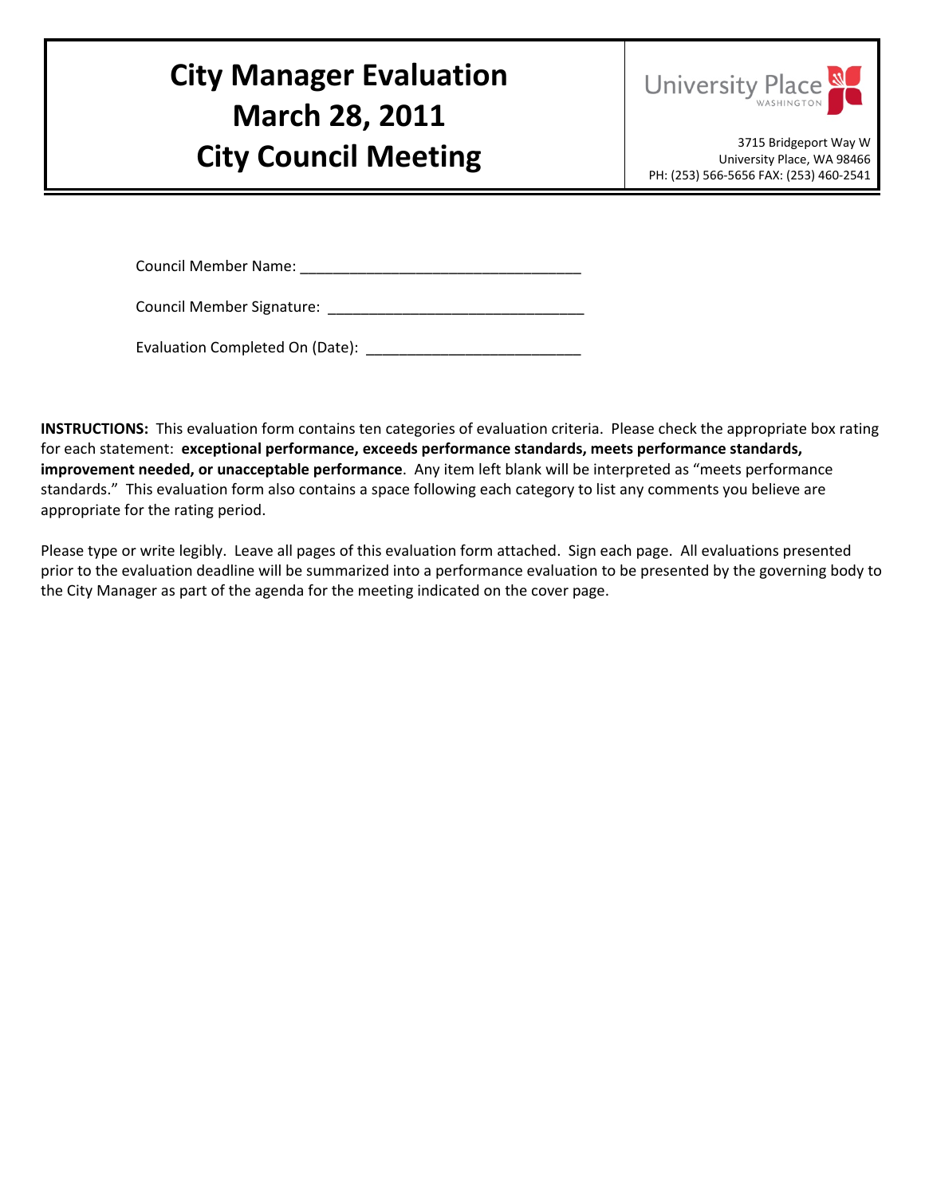# City Manager Evaluation
# March 28, 2011
# City Council Meeting

University Place
WASHINGTON

3715 Bridgeport Way W
University Place, WA 98466
PH: (253) 566-5656 FAX: (253) 460-2541

Council Member Name: ________________________________

Council Member Signature: _____________________________

Evaluation Completed On (Date): _________________________

**INSTRUCTIONS:** This evaluation form contains ten categories of evaluation criteria. Please check the appropriate box rating for each statement: **exceptional performance, exceeds performance standards, meets performance standards, improvement needed, or unacceptable performance**. Any item left blank will be interpreted as "meets performance standards." This evaluation form also contains a space following each category to list any comments you believe are appropriate for the rating period.

Please type or write legibly. Leave all pages of this evaluation form attached. Sign each page. All evaluations presented prior to the evaluation deadline will be summarized into a performance evaluation to be presented by the governing body to the City Manager as part of the agenda for the meeting indicated on the cover page.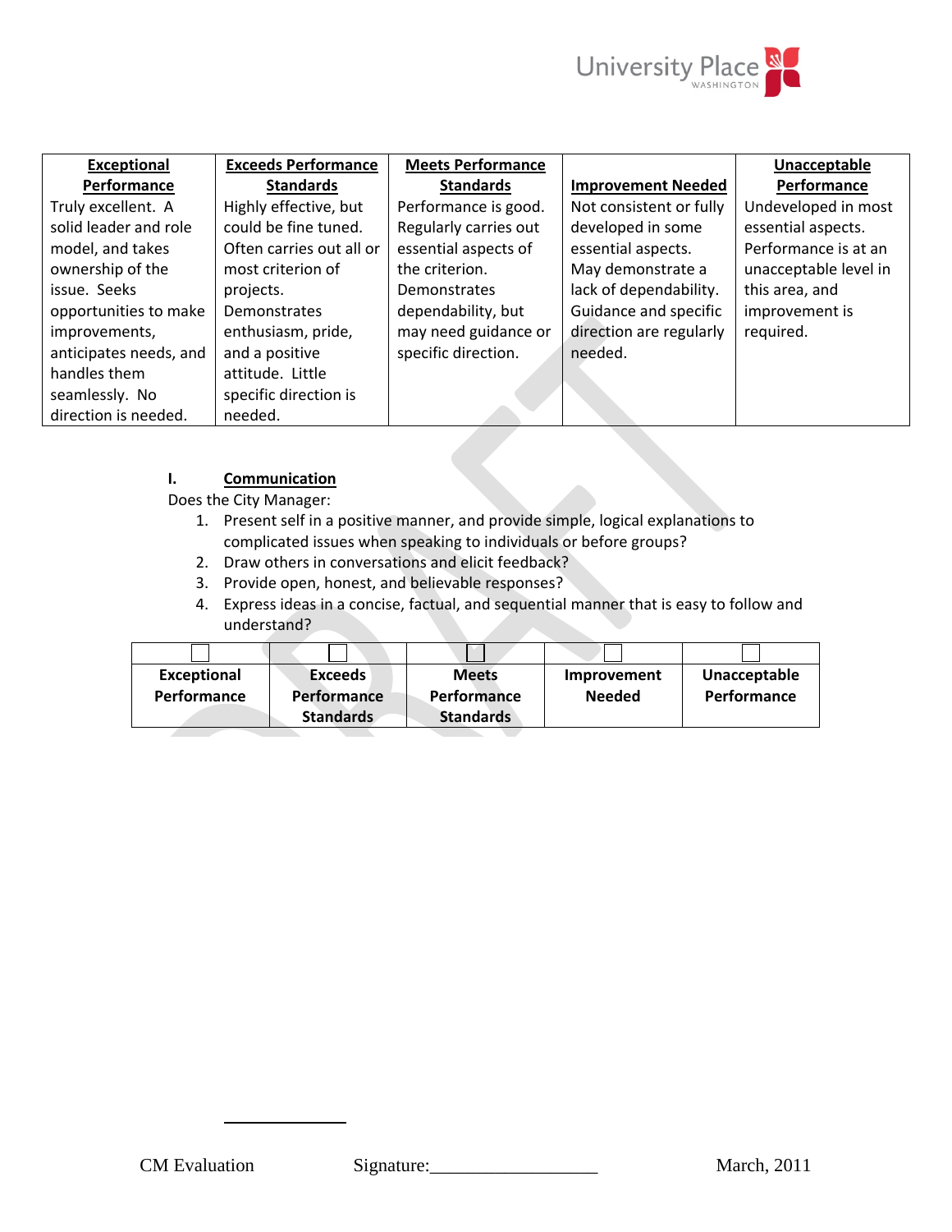| Exceptional Performance | Exceeds Performance Standards | Meets Performance Standards | Improvement Needed | Unacceptable Performance |
|---|---|---|---|---|
| Truly excellent. A solid leader and role model, and takes ownership of the issue. Seeks opportunities to make improvements, anticipates needs, and handles them seamlessly. No direction is needed. | Highly effective, but could be fine tuned. Often carries out all or most criterion of projects. Demonstrates enthusiasm, pride, and a positive attitude. Little specific direction is needed. | Performance is good. Regularly carries out essential aspects of the criterion. Demonstrates dependability, but may need guidance or specific direction. | Not consistent or fully developed in some essential aspects. May demonstrate a lack of dependability. Guidance and specific direction are regularly needed. | Undeveloped in most essential aspects. Performance is at an unacceptable level in this area, and improvement is required. |

## I. Communication

Does the City Manager:

1. Present self in a positive manner, and provide simple, logical explanations to complicated issues when speaking to individuals or before groups?
2. Draw others in conversations and elicit feedback?
3. Provide open, honest, and believable responses?
4. Express ideas in a concise, factual, and sequential manner that is easy to follow and understand?

| ☐ | ☐ | ☐ | ☐ | ☐ |
|---|---|---|---|---|
| Exceptional Performance | Exceeds Performance Standards | Meets Performance Standards | Improvement Needed | Unacceptable Performance |

CM Evaluation Signature:__________________ March, 2011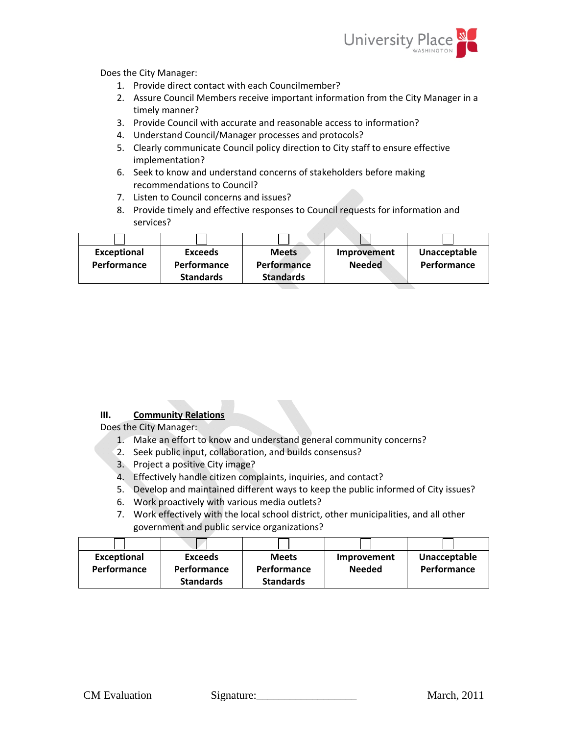Does the City Manager:

1. Provide direct contact with each Councilmember?
2. Assure Council Members receive important information from the City Manager in a timely manner?
3. Provide Council with accurate and reasonable access to information?
4. Understand Council/Manager processes and protocols?
5. Clearly communicate Council policy direction to City staff to ensure effective implementation?
6. Seek to know and understand concerns of stakeholders before making recommendations to Council?
7. Listen to Council concerns and issues?
8. Provide timely and effective responses to Council requests for information and services?

| ☐ | ☐ | ☐ | ☐ | ☐ |
|---|---|---|---|---|
| **Exceptional Performance** | **Exceeds Performance Standards** | **Meets Performance Standards** | **Improvement Needed** | **Unacceptable Performance** |

**III. Community Relations**

Does the City Manager:

1. Make an effort to know and understand general community concerns?
2. Seek public input, collaboration, and builds consensus?
3. Project a positive City image?
4. Effectively handle citizen complaints, inquiries, and contact?
5. Develop and maintained different ways to keep the public informed of City issues?
6. Work proactively with various media outlets?
7. Work effectively with the local school district, other municipalities, and all other government and public service organizations?

| ☐ | ☐ | ☐ | ☐ | ☐ |
|---|---|---|---|---|
| **Exceptional Performance** | **Exceeds Performance Standards** | **Meets Performance Standards** | **Improvement Needed** | **Unacceptable Performance** |

CM Evaluation Signature:_________________ March, 2011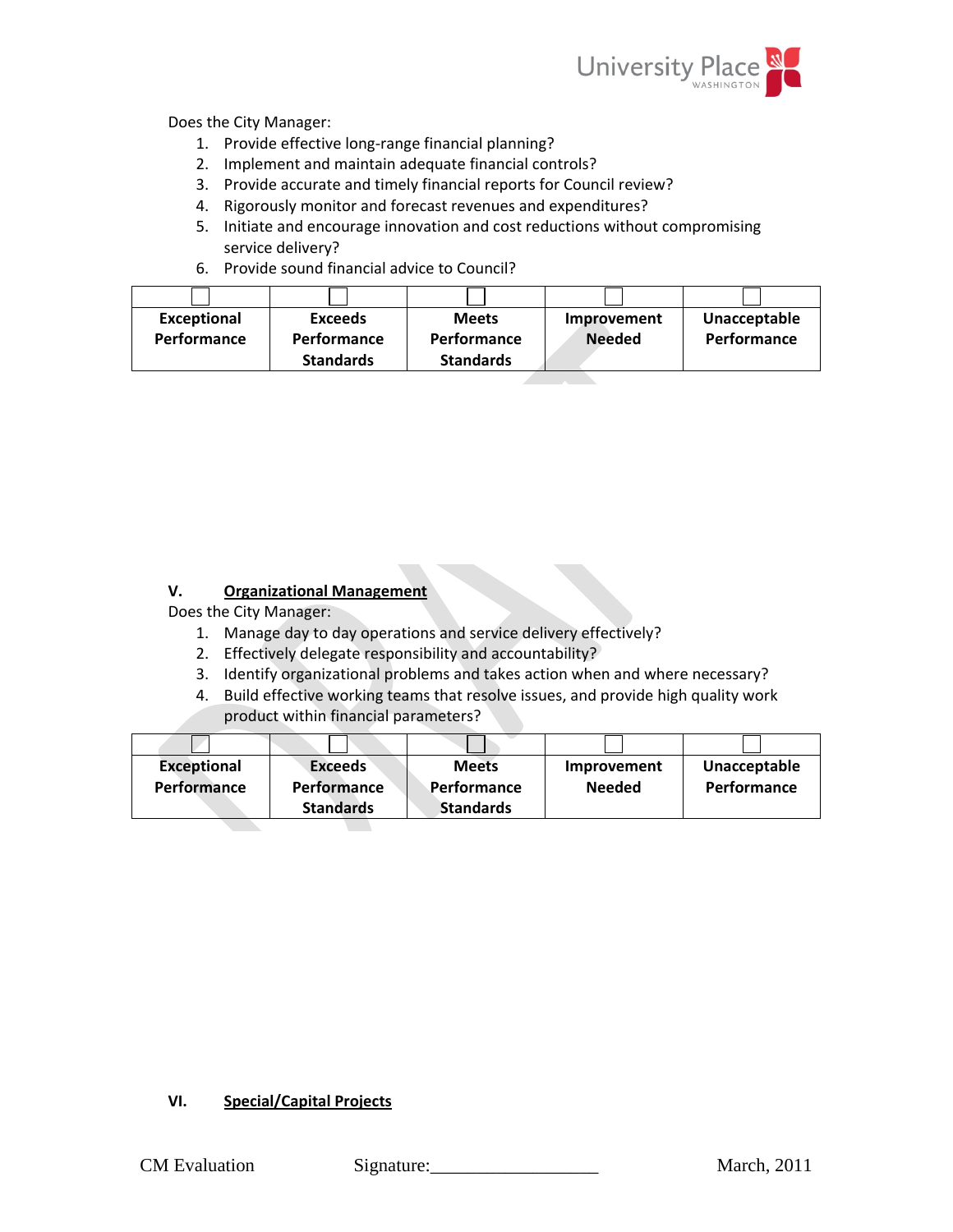Does the City Manager:

1. Provide effective long-range financial planning?
2. Implement and maintain adequate financial controls?
3. Provide accurate and timely financial reports for Council review?
4. Rigorously monitor and forecast revenues and expenditures?
5. Initiate and encourage innovation and cost reductions without compromising service delivery?
6. Provide sound financial advice to Council?

| ☐ | ☐ | ☐ | ☐ | ☐ |
|---|---|---|---|---|
| **Exceptional Performance** | **Exceeds Performance Standards** | **Meets Performance Standards** | **Improvement Needed** | **Unacceptable Performance** |

## V. <u>Organizational Management</u>

Does the City Manager:

1. Manage day to day operations and service delivery effectively?
2. Effectively delegate responsibility and accountability?
3. Identify organizational problems and takes action when and where necessary?
4. Build effective working teams that resolve issues, and provide high quality work product within financial parameters?

| ☐ | ☐ | ☐ | ☐ | ☐ |
|---|---|---|---|---|
| **Exceptional Performance** | **Exceeds Performance Standards** | **Meets Performance Standards** | **Improvement Needed** | **Unacceptable Performance** |

## VI. <u>Special/Capital Projects</u>

CM Evaluation Signature:__________________ March, 2011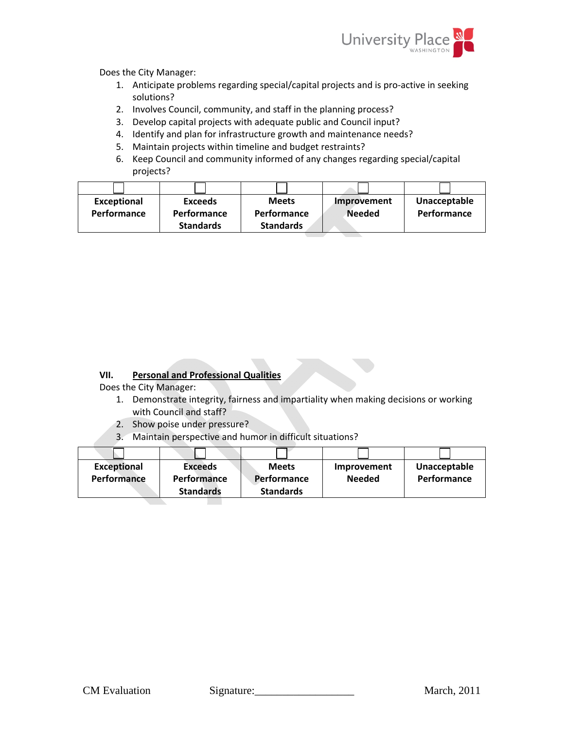Does the City Manager:

1. Anticipate problems regarding special/capital projects and is pro-active in seeking solutions?
2. Involves Council, community, and staff in the planning process?
3. Develop capital projects with adequate public and Council input?
4. Identify and plan for infrastructure growth and maintenance needs?
5. Maintain projects within timeline and budget restraints?
6. Keep Council and community informed of any changes regarding special/capital projects?

| ☐ | ☐ | ☐ | ☐ | ☐ |
|---|---|---|---|---|
| **Exceptional Performance** | **Exceeds Performance Standards** | **Meets Performance Standards** | **Improvement Needed** | **Unacceptable Performance** |

### VII. <u>Personal and Professional Qualities</u>

Does the City Manager:

1. Demonstrate integrity, fairness and impartiality when making decisions or working with Council and staff?
2. Show poise under pressure?
3. Maintain perspective and humor in difficult situations?

| ☐ | ☐ | ☐ | ☐ | ☐ |
|---|---|---|---|---|
| **Exceptional Performance** | **Exceeds Performance Standards** | **Meets Performance Standards** | **Improvement Needed** | **Unacceptable Performance** |

Signature:__________________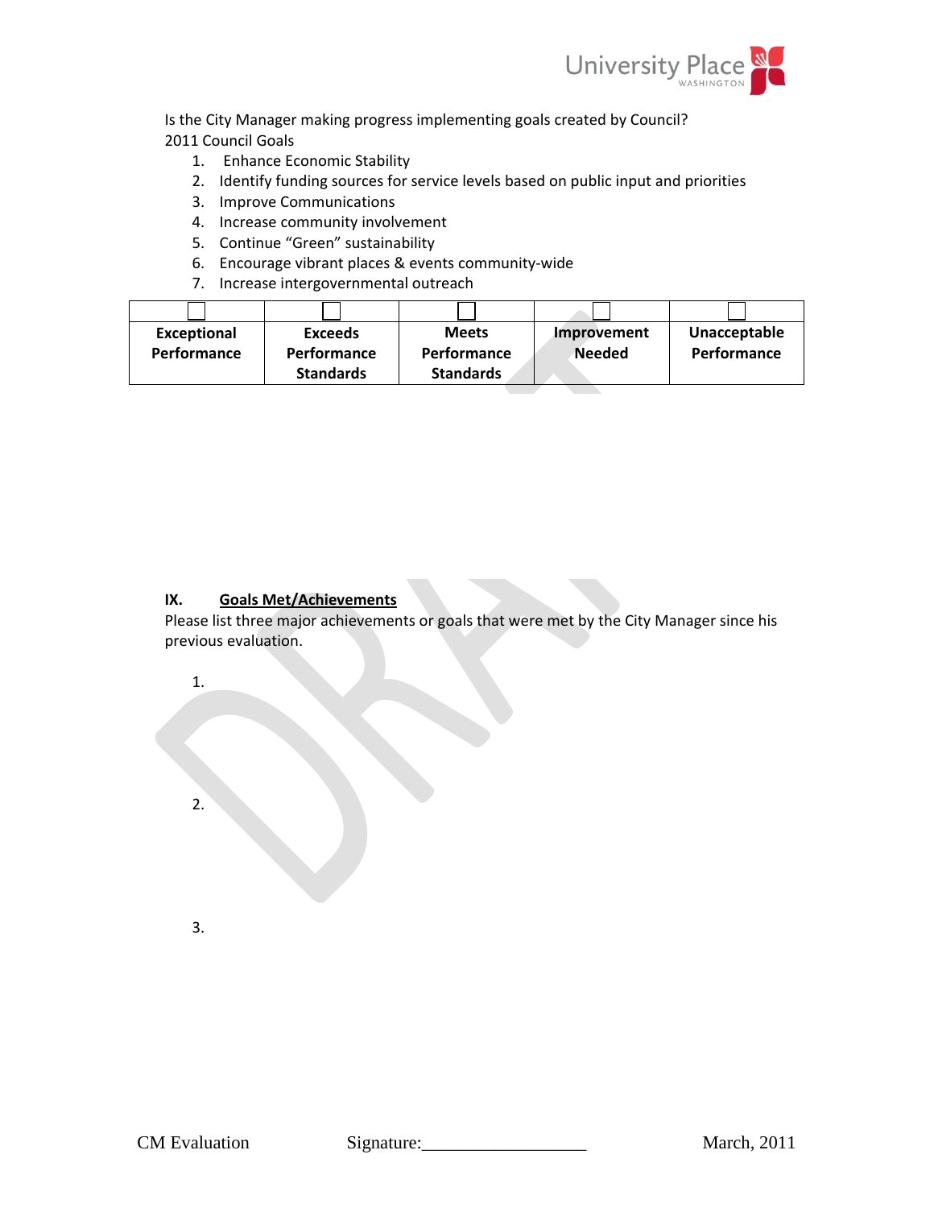Is the City Manager making progress implementing goals created by Council?

2011 Council Goals

1. Enhance Economic Stability
2. Identify funding sources for service levels based on public input and priorities
3. Improve Communications
4. Increase community involvement
5. Continue "Green" sustainability
6. Encourage vibrant places & events community-wide
7. Increase intergovernmental outreach

| ☐ | ☐ | ☐ | ☐ | ☐ |
|---|---|---|---|---|
| **Exceptional Performance** | **Exceeds Performance Standards** | **Meets Performance Standards** | **Improvement Needed** | **Unacceptable Performance** |

## IX. <u>Goals Met/Achievements</u>

Please list three major achievements or goals that were met by the City Manager since his previous evaluation.

1.

2.

3.

CM Evaluation Signature:__________________ March, 2011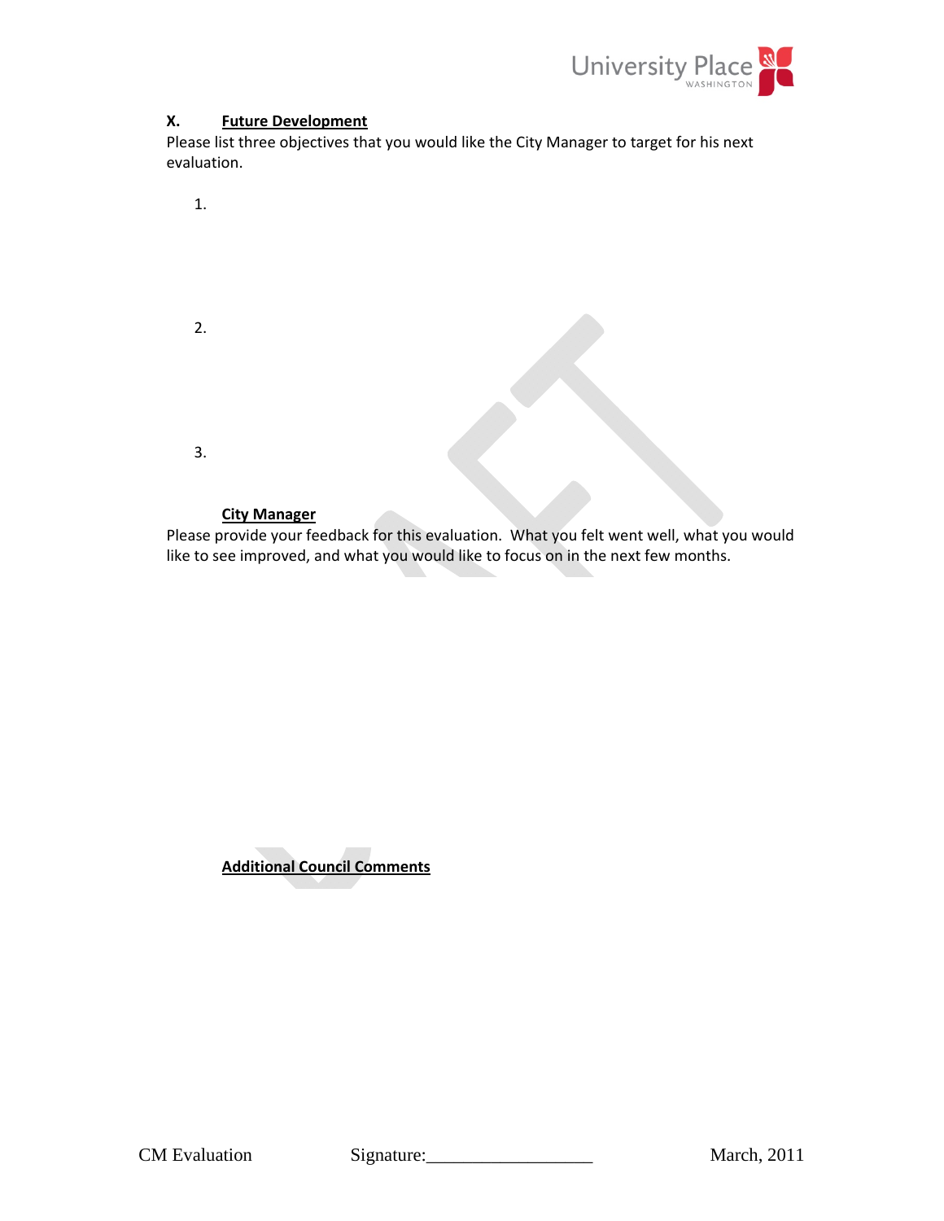## X. Future Development

Please list three objectives that you would like the City Manager to target for his next evaluation.

1.

2.

3.

## City Manager

Please provide your feedback for this evaluation. What you felt went well, what you would like to see improved, and what you would like to focus on in the next few months.

## Additional Council Comments

CM Evaluation Signature:_________________ March, 2011